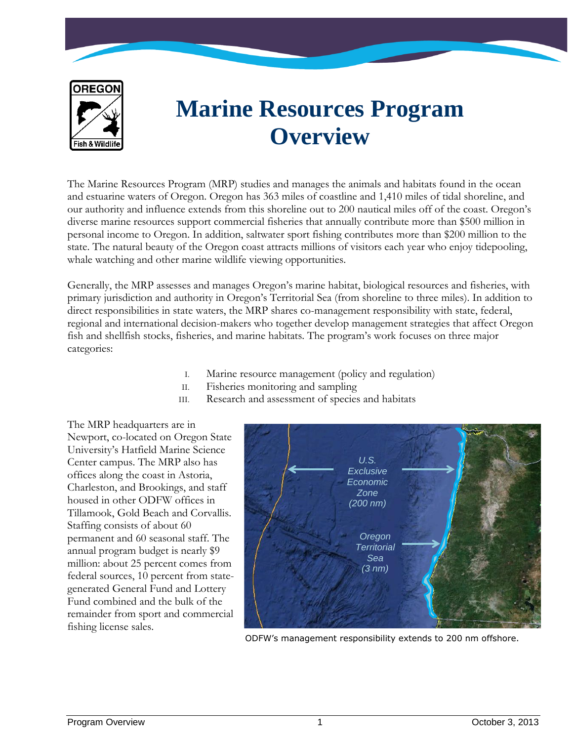# Marine Resources Program Overview

The Marine Resources Program (MRP) studies and manages the animals and habitats found in the ocean and estuarine waters of Oregon. Oregon has 363 miles of coastline and 1,410 miles of tidal shoreline, and our authority and influence extends from this shoreline out to 200 nautical miles off of the coast. Oregon's diverse marine resources support commercial fisheries that annually contribute more than $500 million in personal income to Oregon. In addition, saltwater sport fishing contributes more than $200 million to the state. The natural beauty of the Oregon coast attracts millions of visitors each year who enjoy tidepooling, whale watching and other marine wildlife viewing opportunities.

Generally, the MRP assesses and manages Oregon's marine habitat, biological resources and fisheries, with primary jurisdiction and authority in Oregon's Territorial Sea (from shoreline to three miles). In addition to direct responsibilities in state waters, the MRP shares co-management responsibility with state, federal, regional and international decision-makers who together develop management strategies that affect Oregon fish and shellfish stocks, fisheries, and marine habitats. The program's work focuses on three major categories:

I. Marine resource management (policy and regulation)
II. Fisheries monitoring and sampling
III. Research and assessment of species and habitats

The MRP headquarters are in Newport, co-located on Oregon State University's Hatfield Marine Science Center campus. The MRP also has offices along the coast in Astoria, Charleston, and Brookings, and staff housed in other ODFW offices in Tillamook, Gold Beach and Corvallis. Staffing consists of about 60 permanent and 60 seasonal staff. The annual program budget is nearly $9 million: about 25 percent comes from federal sources, 10 percent from state-generated General Fund and Lottery Fund combined and the bulk of the remainder from sport and commercial fishing license sales.

ODFW's management responsibility extends to 200 nm offshore.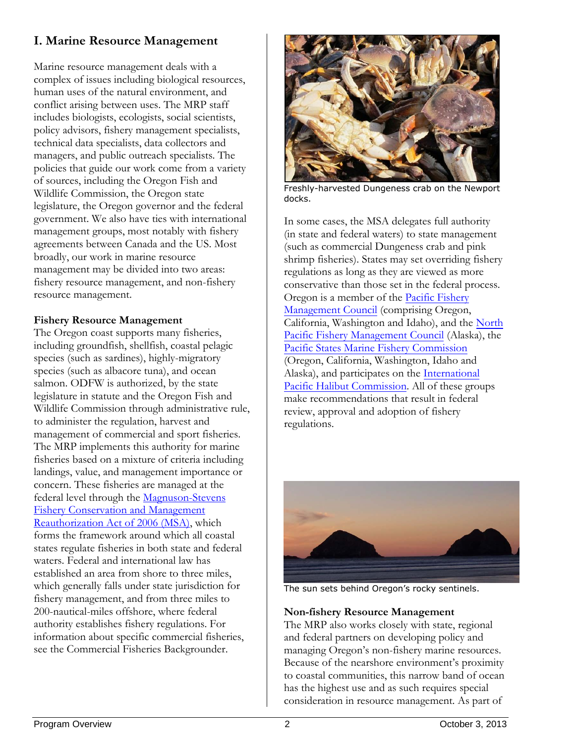## I. Marine Resource Management

Marine resource management deals with a complex of issues including biological resources, human uses of the natural environment, and conflict arising between uses. The MRP staff includes biologists, ecologists, social scientists, policy advisors, fishery management specialists, technical data specialists, data collectors and managers, and public outreach specialists. The policies that guide our work come from a variety of sources, including the Oregon Fish and Wildlife Commission, the Oregon state legislature, the Oregon governor and the federal government. We also have ties with international management groups, most notably with fishery agreements between Canada and the US. Most broadly, our work in marine resource management may be divided into two areas: fishery resource management, and non-fishery resource management.

### Fishery Resource Management

The Oregon coast supports many fisheries, including groundfish, shellfish, coastal pelagic species (such as sardines), highly-migratory species (such as albacore tuna), and ocean salmon. ODFW is authorized, by the state legislature in statute and the Oregon Fish and Wildlife Commission through administrative rule, to administer the regulation, harvest and management of commercial and sport fisheries. The MRP implements this authority for marine fisheries based on a mixture of criteria including landings, value, and management importance or concern. These fisheries are managed at the federal level through the Magnuson-Stevens Fishery Conservation and Management Reauthorization Act of 2006 (MSA), which forms the framework around which all coastal states regulate fisheries in both state and federal waters. Federal and international law has established an area from shore to three miles, which generally falls under state jurisdiction for fishery management, and from three miles to 200-nautical-miles offshore, where federal authority establishes fishery regulations. For information about specific commercial fisheries, see the Commercial Fisheries Backgrounder.

Freshly-harvested Dungeness crab on the Newport docks.

In some cases, the MSA delegates full authority (in state and federal waters) to state management (such as commercial Dungeness crab and pink shrimp fisheries). States may set overriding fishery regulations as long as they are viewed as more conservative than those set in the federal process. Oregon is a member of the Pacific Fishery Management Council (comprising Oregon, California, Washington and Idaho), and the North Pacific Fishery Management Council (Alaska), the Pacific States Marine Fishery Commission (Oregon, California, Washington, Idaho and Alaska), and participates on the International Pacific Halibut Commission. All of these groups make recommendations that result in federal review, approval and adoption of fishery regulations.

The sun sets behind Oregon's rocky sentinels.

### Non-fishery Resource Management

The MRP also works closely with state, regional and federal partners on developing policy and managing Oregon's non-fishery marine resources. Because of the nearshore environment's proximity to coastal communities, this narrow band of ocean has the highest use and as such requires special consideration in resource management. As part of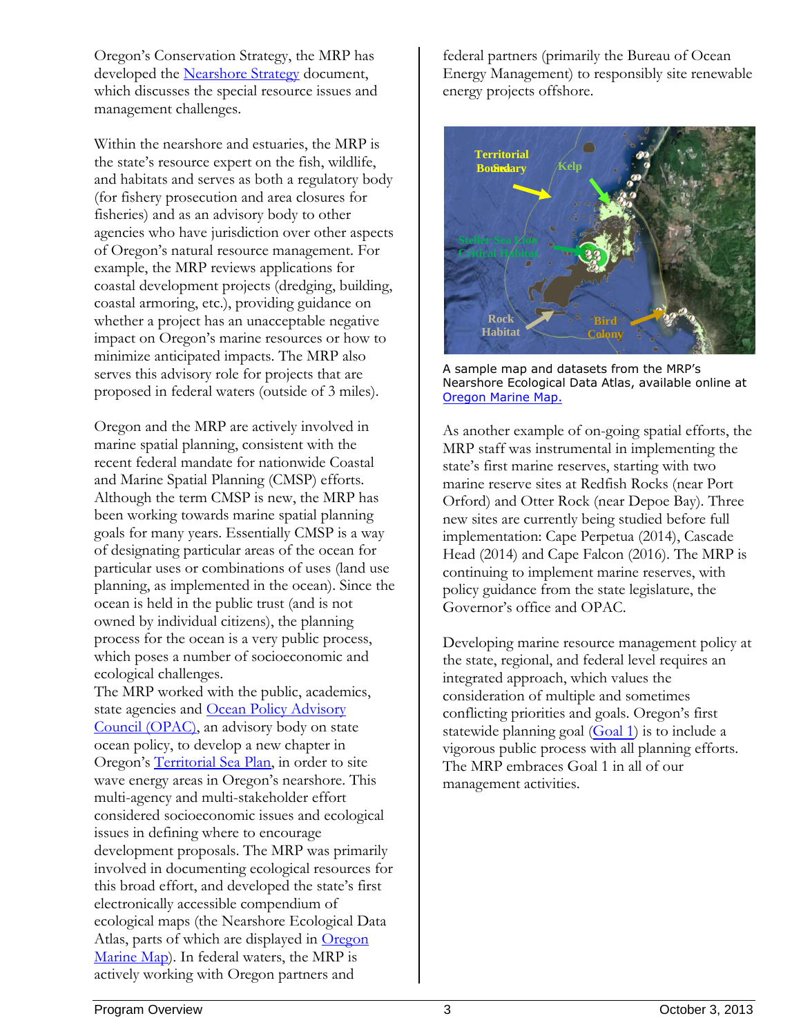Oregon's Conservation Strategy, the MRP has developed the Nearshore Strategy document, which discusses the special resource issues and management challenges.

Within the nearshore and estuaries, the MRP is the state's resource expert on the fish, wildlife, and habitats and serves as both a regulatory body (for fishery prosecution and area closures for fisheries) and as an advisory body to other agencies who have jurisdiction over other aspects of Oregon's natural resource management. For example, the MRP reviews applications for coastal development projects (dredging, building, coastal armoring, etc.), providing guidance on whether a project has an unacceptable negative impact on Oregon's marine resources or how to minimize anticipated impacts. The MRP also serves this advisory role for projects that are proposed in federal waters (outside of 3 miles).

Oregon and the MRP are actively involved in marine spatial planning, consistent with the recent federal mandate for nationwide Coastal and Marine Spatial Planning (CMSP) efforts. Although the term CMSP is new, the MRP has been working towards marine spatial planning goals for many years. Essentially CMSP is a way of designating particular areas of the ocean for particular uses or combinations of uses (land use planning, as implemented in the ocean). Since the ocean is held in the public trust (and is not owned by individual citizens), the planning process for the ocean is a very public process, which poses a number of socioeconomic and ecological challenges.

The MRP worked with the public, academics, state agencies and Ocean Policy Advisory Council (OPAC), an advisory body on state ocean policy, to develop a new chapter in Oregon's Territorial Sea Plan, in order to site wave energy areas in Oregon's nearshore. This multi-agency and multi-stakeholder effort considered socioeconomic issues and ecological issues in defining where to encourage development proposals. The MRP was primarily involved in documenting ecological resources for this broad effort, and developed the state's first electronically accessible compendium of ecological maps (the Nearshore Ecological Data Atlas, parts of which are displayed in Oregon Marine Map). In federal waters, the MRP is actively working with Oregon partners and federal partners (primarily the Bureau of Ocean Energy Management) to responsibly site renewable energy projects offshore.

A sample map and datasets from the MRP's Nearshore Ecological Data Atlas, available online at Oregon Marine Map.

As another example of on-going spatial efforts, the MRP staff was instrumental in implementing the state's first marine reserves, starting with two marine reserve sites at Redfish Rocks (near Port Orford) and Otter Rock (near Depoe Bay). Three new sites are currently being studied before full implementation: Cape Perpetua (2014), Cascade Head (2014) and Cape Falcon (2016). The MRP is continuing to implement marine reserves, with policy guidance from the state legislature, the Governor's office and OPAC.

Developing marine resource management policy at the state, regional, and federal level requires an integrated approach, which values the consideration of multiple and sometimes conflicting priorities and goals. Oregon's first statewide planning goal (Goal 1) is to include a vigorous public process with all planning efforts. The MRP embraces Goal 1 in all of our management activities.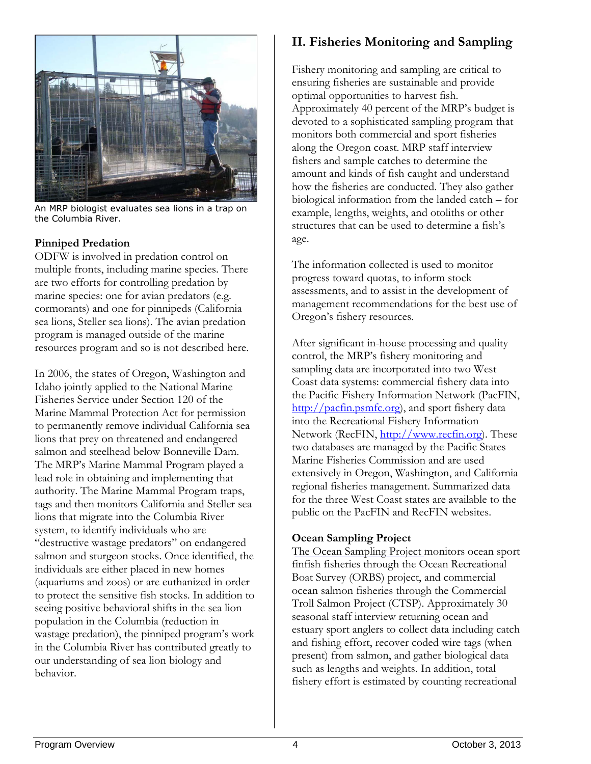An MRP biologist evaluates sea lions in a trap on the Columbia River.

### Pinniped Predation

ODFW is involved in predation control on multiple fronts, including marine species. There are two efforts for controlling predation by marine species: one for avian predators (e.g. cormorants) and one for pinnipeds (California sea lions, Steller sea lions). The avian predation program is managed outside of the marine resources program and so is not described here.

In 2006, the states of Oregon, Washington and Idaho jointly applied to the National Marine Fisheries Service under Section 120 of the Marine Mammal Protection Act for permission to permanently remove individual California sea lions that prey on threatened and endangered salmon and steelhead below Bonneville Dam. The MRP's Marine Mammal Program played a lead role in obtaining and implementing that authority. The Marine Mammal Program traps, tags and then monitors California and Steller sea lions that migrate into the Columbia River system, to identify individuals who are "destructive wastage predators" on endangered salmon and sturgeon stocks. Once identified, the individuals are either placed in new homes (aquariums and zoos) or are euthanized in order to protect the sensitive fish stocks. In addition to seeing positive behavioral shifts in the sea lion population in the Columbia (reduction in wastage predation), the pinniped program's work in the Columbia River has contributed greatly to our understanding of sea lion biology and behavior.

## II. Fisheries Monitoring and Sampling

Fishery monitoring and sampling are critical to ensuring fisheries are sustainable and provide optimal opportunities to harvest fish. Approximately 40 percent of the MRP's budget is devoted to a sophisticated sampling program that monitors both commercial and sport fisheries along the Oregon coast. MRP staff interview fishers and sample catches to determine the amount and kinds of fish caught and understand how the fisheries are conducted. They also gather biological information from the landed catch – for example, lengths, weights, and otoliths or other structures that can be used to determine a fish's age.

The information collected is used to monitor progress toward quotas, to inform stock assessments, and to assist in the development of management recommendations for the best use of Oregon's fishery resources.

After significant in-house processing and quality control, the MRP's fishery monitoring and sampling data are incorporated into two West Coast data systems: commercial fishery data into the Pacific Fishery Information Network (PacFIN, [http://pacfin.psmfc.org](http://pacfin.psmfc.org)), and sport fishery data into the Recreational Fishery Information Network (RecFIN, [http://www.recfin.org](http://www.recfin.org)). These two databases are managed by the Pacific States Marine Fisheries Commission and are used extensively in Oregon, Washington, and California regional fisheries management. Summarized data for the three West Coast states are available to the public on the PacFIN and RecFIN websites.

### Ocean Sampling Project

The Ocean Sampling Project monitors ocean sport finfish fisheries through the Ocean Recreational Boat Survey (ORBS) project, and commercial ocean salmon fisheries through the Commercial Troll Salmon Project (CTSP). Approximately 30 seasonal staff interview returning ocean and estuary sport anglers to collect data including catch and fishing effort, recover coded wire tags (when present) from salmon, and gather biological data such as lengths and weights. In addition, total fishery effort is estimated by counting recreational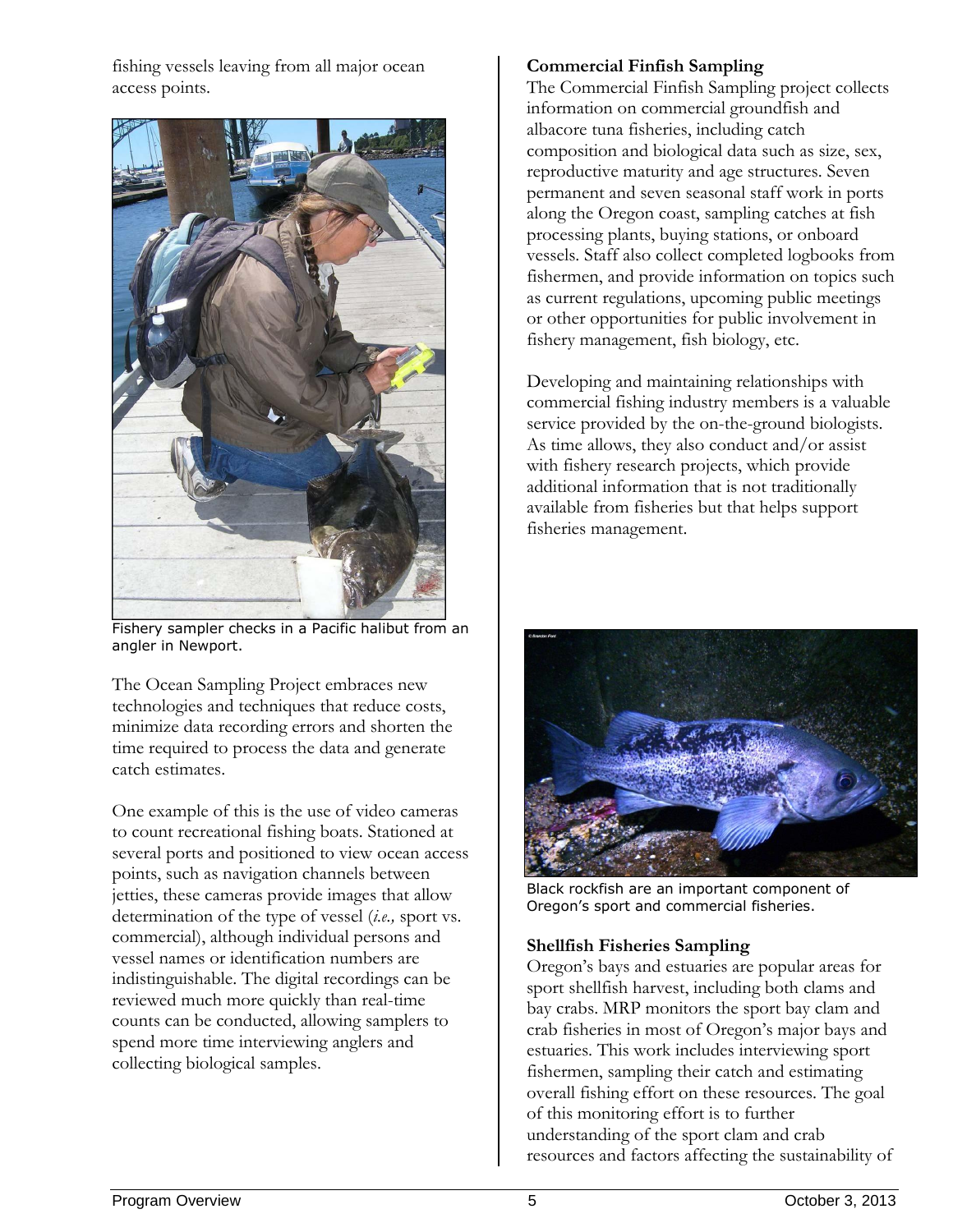fishing vessels leaving from all major ocean access points.

Fishery sampler checks in a Pacific halibut from an angler in Newport.

The Ocean Sampling Project embraces new technologies and techniques that reduce costs, minimize data recording errors and shorten the time required to process the data and generate catch estimates.

One example of this is the use of video cameras to count recreational fishing boats. Stationed at several ports and positioned to view ocean access points, such as navigation channels between jetties, these cameras provide images that allow determination of the type of vessel (*i.e.,* sport vs. commercial), although individual persons and vessel names or identification numbers are indistinguishable. The digital recordings can be reviewed much more quickly than real-time counts can be conducted, allowing samplers to spend more time interviewing anglers and collecting biological samples.

**Commercial Finfish Sampling**

The Commercial Finfish Sampling project collects information on commercial groundfish and albacore tuna fisheries, including catch composition and biological data such as size, sex, reproductive maturity and age structures. Seven permanent and seven seasonal staff work in ports along the Oregon coast, sampling catches at fish processing plants, buying stations, or onboard vessels. Staff also collect completed logbooks from fishermen, and provide information on topics such as current regulations, upcoming public meetings or other opportunities for public involvement in fishery management, fish biology, etc.

Developing and maintaining relationships with commercial fishing industry members is a valuable service provided by the on-the-ground biologists. As time allows, they also conduct and/or assist with fishery research projects, which provide additional information that is not traditionally available from fisheries but that helps support fisheries management.

Black rockfish are an important component of Oregon's sport and commercial fisheries.

**Shellfish Fisheries Sampling**

Oregon's bays and estuaries are popular areas for sport shellfish harvest, including both clams and bay crabs. MRP monitors the sport bay clam and crab fisheries in most of Oregon's major bays and estuaries. This work includes interviewing sport fishermen, sampling their catch and estimating overall fishing effort on these resources. The goal of this monitoring effort is to further understanding of the sport clam and crab resources and factors affecting the sustainability of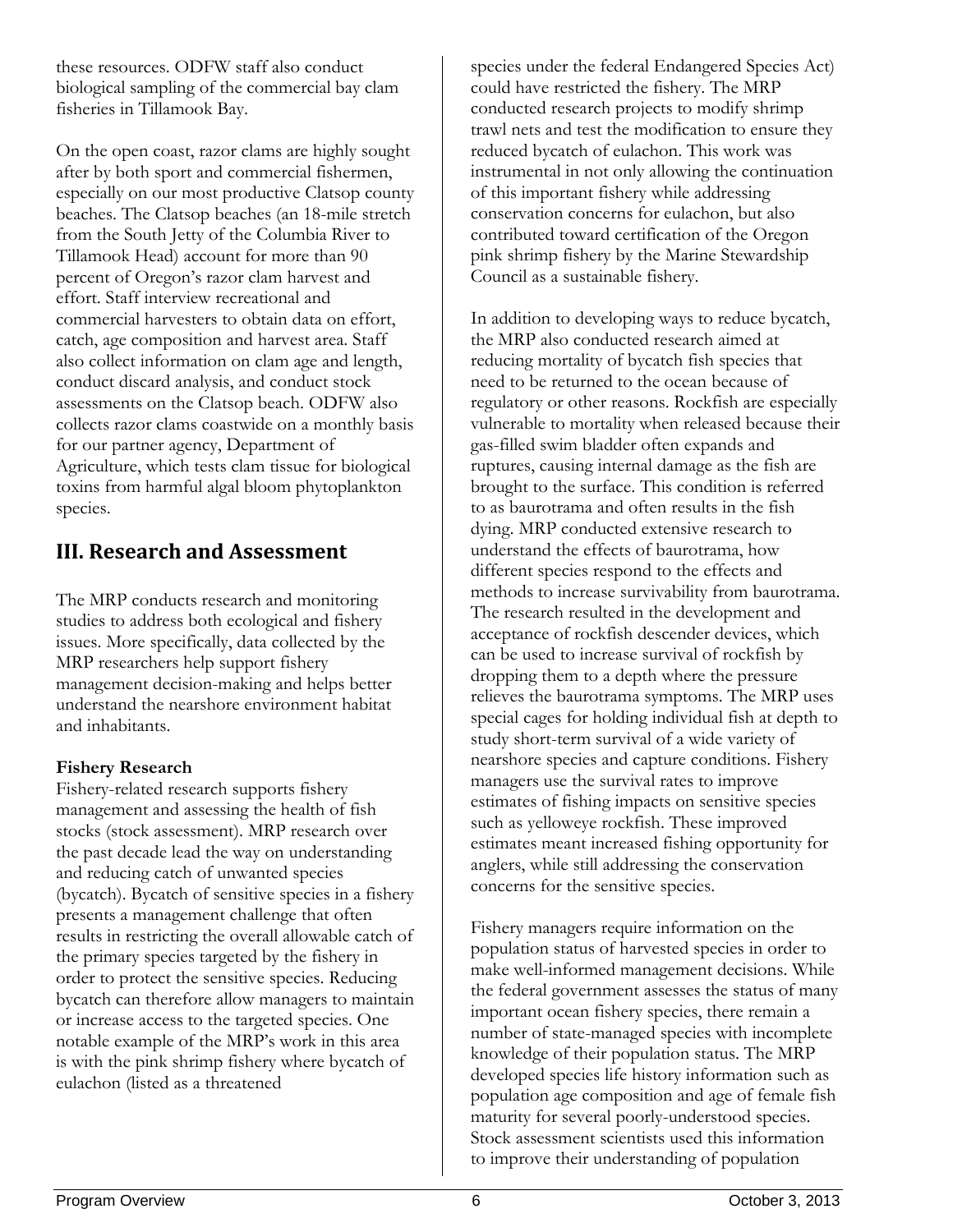these resources. ODFW staff also conduct biological sampling of the commercial bay clam fisheries in Tillamook Bay.

On the open coast, razor clams are highly sought after by both sport and commercial fishermen, especially on our most productive Clatsop county beaches. The Clatsop beaches (an 18-mile stretch from the South Jetty of the Columbia River to Tillamook Head) account for more than 90 percent of Oregon's razor clam harvest and effort. Staff interview recreational and commercial harvesters to obtain data on effort, catch, age composition and harvest area. Staff also collect information on clam age and length, conduct discard analysis, and conduct stock assessments on the Clatsop beach. ODFW also collects razor clams coastwide on a monthly basis for our partner agency, Department of Agriculture, which tests clam tissue for biological toxins from harmful algal bloom phytoplankton species.

## III. Research and Assessment

The MRP conducts research and monitoring studies to address both ecological and fishery issues. More specifically, data collected by the MRP researchers help support fishery management decision-making and helps better understand the nearshore environment habitat and inhabitants.

**Fishery Research**

Fishery-related research supports fishery management and assessing the health of fish stocks (stock assessment). MRP research over the past decade lead the way on understanding and reducing catch of unwanted species (bycatch). Bycatch of sensitive species in a fishery presents a management challenge that often results in restricting the overall allowable catch of the primary species targeted by the fishery in order to protect the sensitive species. Reducing bycatch can therefore allow managers to maintain or increase access to the targeted species. One notable example of the MRP's work in this area is with the pink shrimp fishery where bycatch of eulachon (listed as a threatened species under the federal Endangered Species Act) could have restricted the fishery. The MRP conducted research projects to modify shrimp trawl nets and test the modification to ensure they reduced bycatch of eulachon. This work was instrumental in not only allowing the continuation of this important fishery while addressing conservation concerns for eulachon, but also contributed toward certification of the Oregon pink shrimp fishery by the Marine Stewardship Council as a sustainable fishery.

In addition to developing ways to reduce bycatch, the MRP also conducted research aimed at reducing mortality of bycatch fish species that need to be returned to the ocean because of regulatory or other reasons. Rockfish are especially vulnerable to mortality when released because their gas-filled swim bladder often expands and ruptures, causing internal damage as the fish are brought to the surface. This condition is referred to as baurotrama and often results in the fish dying. MRP conducted extensive research to understand the effects of baurotrama, how different species respond to the effects and methods to increase survivability from baurotrama. The research resulted in the development and acceptance of rockfish descender devices, which can be used to increase survival of rockfish by dropping them to a depth where the pressure relieves the baurotrama symptoms. The MRP uses special cages for holding individual fish at depth to study short-term survival of a wide variety of nearshore species and capture conditions. Fishery managers use the survival rates to improve estimates of fishing impacts on sensitive species such as yelloweye rockfish. These improved estimates meant increased fishing opportunity for anglers, while still addressing the conservation concerns for the sensitive species.

Fishery managers require information on the population status of harvested species in order to make well-informed management decisions. While the federal government assesses the status of many important ocean fishery species, there remain a number of state-managed species with incomplete knowledge of their population status. The MRP developed species life history information such as population age composition and age of female fish maturity for several poorly-understood species. Stock assessment scientists used this information to improve their understanding of population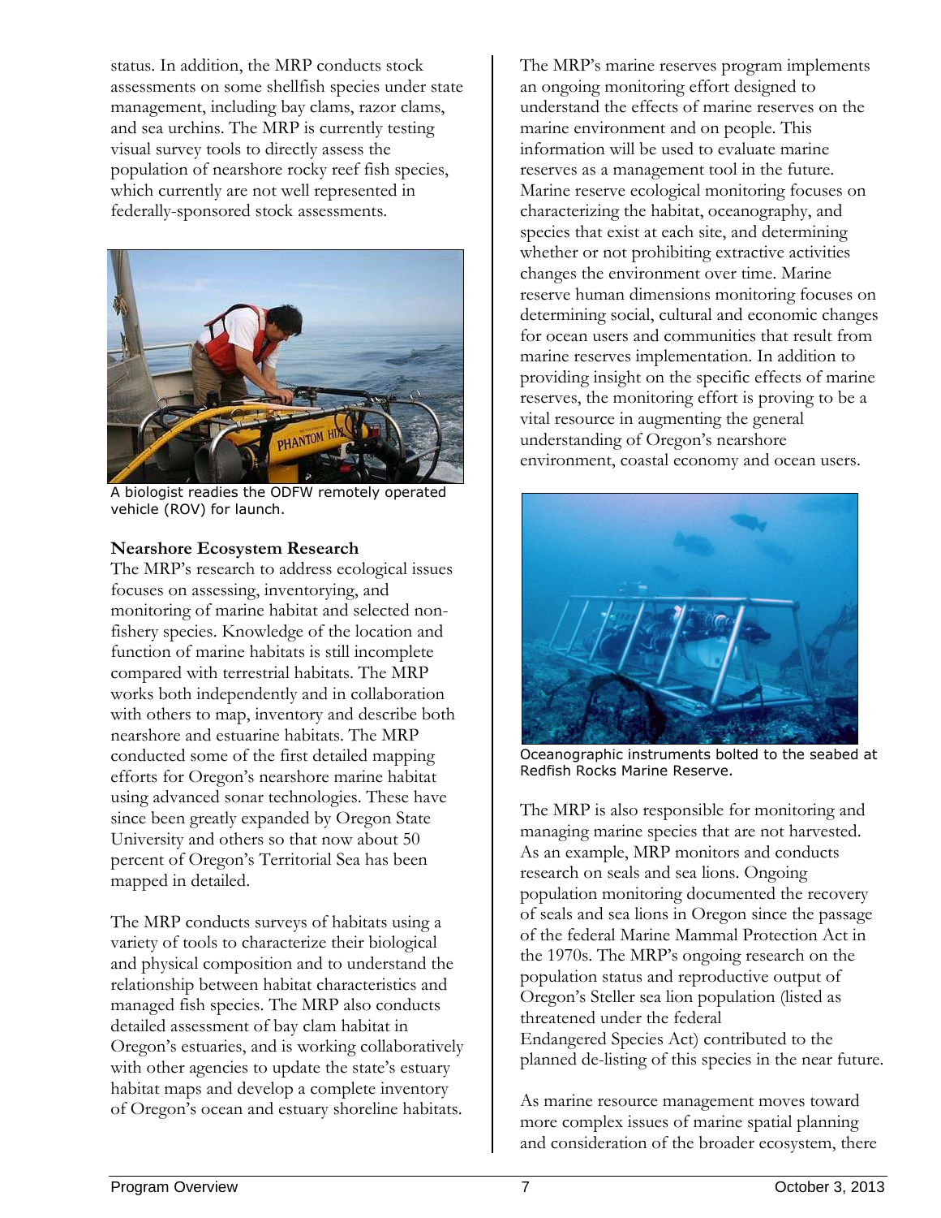status. In addition, the MRP conducts stock assessments on some shellfish species under state management, including bay clams, razor clams, and sea urchins. The MRP is currently testing visual survey tools to directly assess the population of nearshore rocky reef fish species, which currently are not well represented in federally-sponsored stock assessments.

A biologist readies the ODFW remotely operated vehicle (ROV) for launch.

**Nearshore Ecosystem Research**

The MRP's research to address ecological issues focuses on assessing, inventorying, and monitoring of marine habitat and selected non-fishery species. Knowledge of the location and function of marine habitats is still incomplete compared with terrestrial habitats. The MRP works both independently and in collaboration with others to map, inventory and describe both nearshore and estuarine habitats. The MRP conducted some of the first detailed mapping efforts for Oregon's nearshore marine habitat using advanced sonar technologies. These have since been greatly expanded by Oregon State University and others so that now about 50 percent of Oregon's Territorial Sea has been mapped in detailed.

The MRP conducts surveys of habitats using a variety of tools to characterize their biological and physical composition and to understand the relationship between habitat characteristics and managed fish species. The MRP also conducts detailed assessment of bay clam habitat in Oregon's estuaries, and is working collaboratively with other agencies to update the state's estuary habitat maps and develop a complete inventory of Oregon's ocean and estuary shoreline habitats.

The MRP's marine reserves program implements an ongoing monitoring effort designed to understand the effects of marine reserves on the marine environment and on people. This information will be used to evaluate marine reserves as a management tool in the future. Marine reserve ecological monitoring focuses on characterizing the habitat, oceanography, and species that exist at each site, and determining whether or not prohibiting extractive activities changes the environment over time. Marine reserve human dimensions monitoring focuses on determining social, cultural and economic changes for ocean users and communities that result from marine reserves implementation. In addition to providing insight on the specific effects of marine reserves, the monitoring effort is proving to be a vital resource in augmenting the general understanding of Oregon's nearshore environment, coastal economy and ocean users.

Oceanographic instruments bolted to the seabed at Redfish Rocks Marine Reserve.

The MRP is also responsible for monitoring and managing marine species that are not harvested. As an example, MRP monitors and conducts research on seals and sea lions. Ongoing population monitoring documented the recovery of seals and sea lions in Oregon since the passage of the federal Marine Mammal Protection Act in the 1970s. The MRP's ongoing research on the population status and reproductive output of Oregon's Steller sea lion population (listed as threatened under the federal Endangered Species Act) contributed to the planned de-listing of this species in the near future.

As marine resource management moves toward more complex issues of marine spatial planning and consideration of the broader ecosystem, there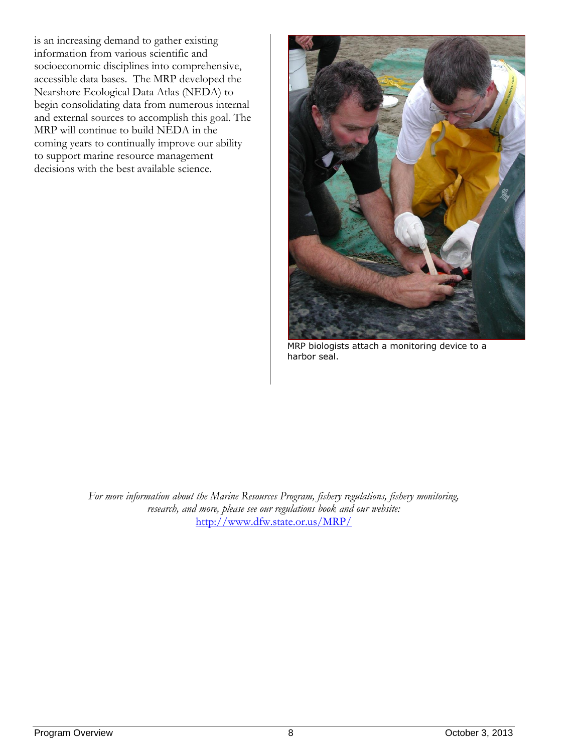is an increasing demand to gather existing information from various scientific and socioeconomic disciplines into comprehensive, accessible data bases. The MRP developed the Nearshore Ecological Data Atlas (NEDA) to begin consolidating data from numerous internal and external sources to accomplish this goal. The MRP will continue to build NEDA in the coming years to continually improve our ability to support marine resource management decisions with the best available science.

MRP biologists attach a monitoring device to a harbor seal.

*For more information about the Marine Resources Program, fishery regulations, fishery monitoring, research, and more, please see our regulations book and our website:*
http://www.dfw.state.or.us/MRP/